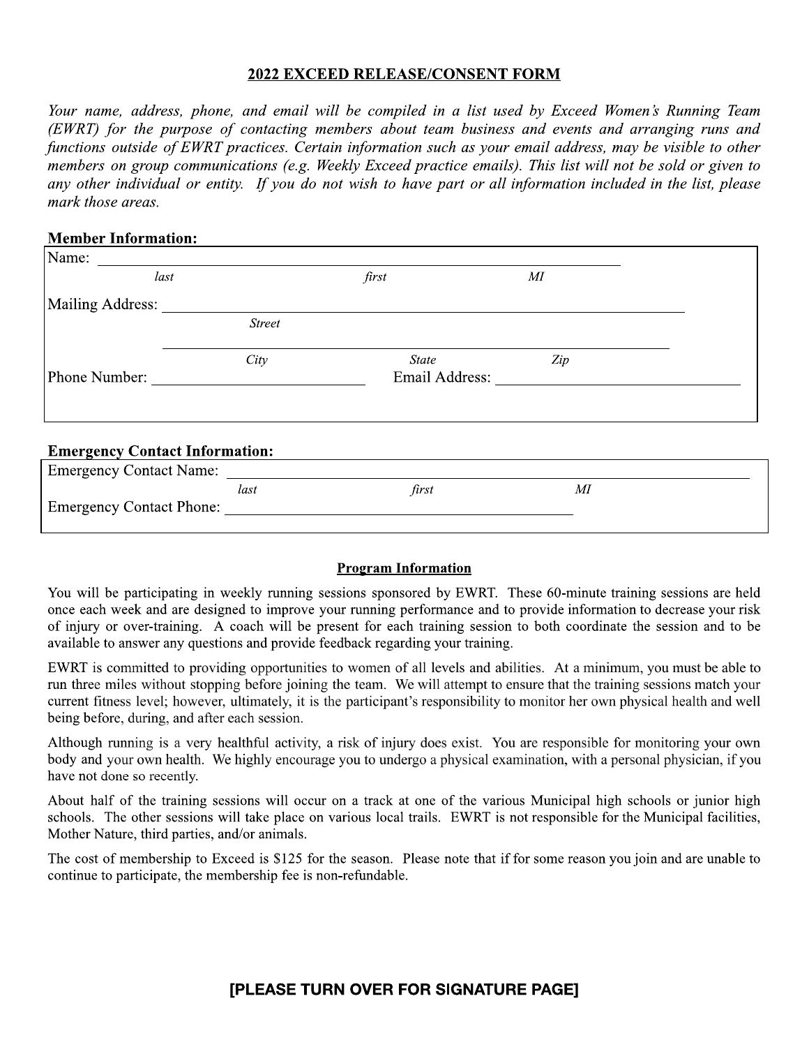## 2022 EXCEED RELEASE/CONSENT FORM

*Your name, address, phone, and email will be compiled in a list used by Exceed Women's Running Team (EWRT) for the purpose of contacting members about team business and events and arranging runs and functions outside of EWRT practices. Certain information such as your email address, may be visible to other members on group communications (e.g. Weekly Exceed practice emails). This list will not be sold or given to any other individual or entity. If you do not wish to have part or all information included in the list, please mark those areas.*

### Member Information:

Name: ______________________________________________
*last* *first* *MI*

Mailing Address: ______________________________________________
*Street*

______________________________________________
*City* *State* *Zip*

Phone Number: ____________________ Email Address: ____________________

### Emergency Contact Information:

Emergency Contact Name: ______________________________________________
*last* *first* *MI*

Emergency Contact Phone: ______________________________________________

### Program Information

You will be participating in weekly running sessions sponsored by EWRT. These 60-minute training sessions are held once each week and are designed to improve your running performance and to provide information to decrease your risk of injury or over-training. A coach will be present for each training session to both coordinate the session and to be available to answer any questions and provide feedback regarding your training.

EWRT is committed to providing opportunities to women of all levels and abilities. At a minimum, you must be able to run three miles without stopping before joining the team. We will attempt to ensure that the training sessions match your current fitness level; however, ultimately, it is the participant's responsibility to monitor her own physical health and well being before, during, and after each session.

Although running is a very healthful activity, a risk of injury does exist. You are responsible for monitoring your own body and your own health. We highly encourage you to undergo a physical examination, with a personal physician, if you have not done so recently.

About half of the training sessions will occur on a track at one of the various Municipal high schools or junior high schools. The other sessions will take place on various local trails. EWRT is not responsible for the Municipal facilities, Mother Nature, third parties, and/or animals.

The cost of membership to Exceed is $125 for the season. Please note that if for some reason you join and are unable to continue to participate, the membership fee is non-refundable.

**[PLEASE TURN OVER FOR SIGNATURE PAGE]**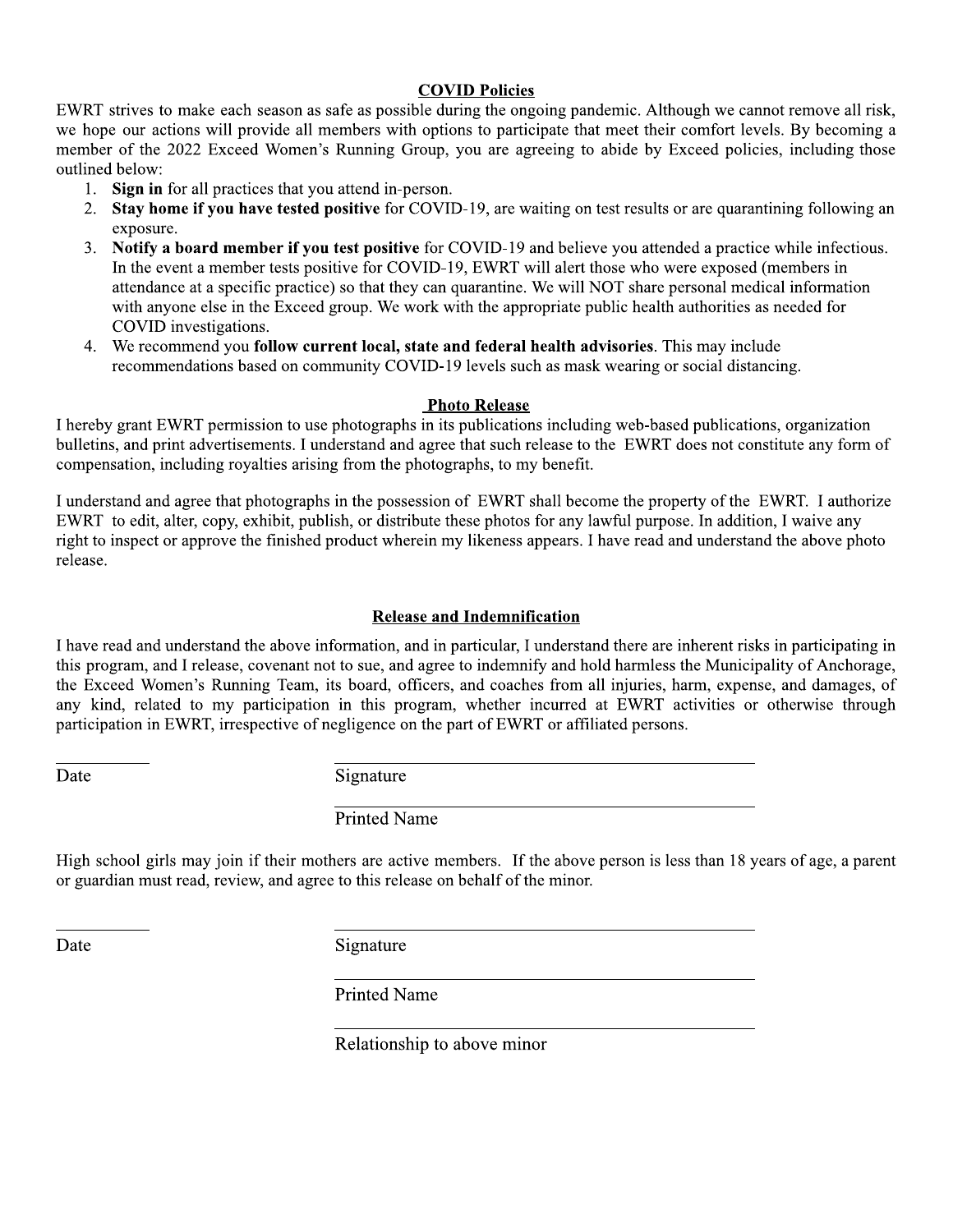## COVID Policies

EWRT strives to make each season as safe as possible during the ongoing pandemic. Although we cannot remove all risk, we hope our actions will provide all members with options to participate that meet their comfort levels. By becoming a member of the 2022 Exceed Women's Running Group, you are agreeing to abide by Exceed policies, including those outlined below:

1. **Sign in** for all practices that you attend in-person.
2. **Stay home if you have tested positive** for COVID-19, are waiting on test results or are quarantining following an exposure.
3. **Notify a board member if you test positive** for COVID-19 and believe you attended a practice while infectious. In the event a member tests positive for COVID-19, EWRT will alert those who were exposed (members in attendance at a specific practice) so that they can quarantine. We will NOT share personal medical information with anyone else in the Exceed group. We work with the appropriate public health authorities as needed for COVID investigations.
4. We recommend you **follow current local, state and federal health advisories**. This may include recommendations based on community COVID-19 levels such as mask wearing or social distancing.

## Photo Release

I hereby grant EWRT permission to use photographs in its publications including web-based publications, organization bulletins, and print advertisements. I understand and agree that such release to the EWRT does not constitute any form of compensation, including royalties arising from the photographs, to my benefit.

I understand and agree that photographs in the possession of EWRT shall become the property of the EWRT. I authorize EWRT to edit, alter, copy, exhibit, publish, or distribute these photos for any lawful purpose. In addition, I waive any right to inspect or approve the finished product wherein my likeness appears. I have read and understand the above photo release.

## Release and Indemnification

I have read and understand the above information, and in particular, I understand there are inherent risks in participating in this program, and I release, covenant not to sue, and agree to indemnify and hold harmless the Municipality of Anchorage, the Exceed Women's Running Team, its board, officers, and coaches from all injuries, harm, expense, and damages, of any kind, related to my participation in this program, whether incurred at EWRT activities or otherwise through participation in EWRT, irrespective of negligence on the part of EWRT or affiliated persons.

\_\_\_\_\_\_\_\_\_\_ Date

\_\_\_\_\_\_\_\_\_\_\_\_\_\_\_\_\_\_\_\_\_\_\_\_\_\_\_\_\_\_ Signature

\_\_\_\_\_\_\_\_\_\_\_\_\_\_\_\_\_\_\_\_\_\_\_\_\_\_\_\_\_\_ Printed Name

High school girls may join if their mothers are active members. If the above person is less than 18 years of age, a parent or guardian must read, review, and agree to this release on behalf of the minor.

\_\_\_\_\_\_\_\_\_\_ Date

\_\_\_\_\_\_\_\_\_\_\_\_\_\_\_\_\_\_\_\_\_\_\_\_\_\_\_\_\_\_ Signature

\_\_\_\_\_\_\_\_\_\_\_\_\_\_\_\_\_\_\_\_\_\_\_\_\_\_\_\_\_\_ Printed Name

\_\_\_\_\_\_\_\_\_\_\_\_\_\_\_\_\_\_\_\_\_\_\_\_\_\_\_\_\_\_ Relationship to above minor